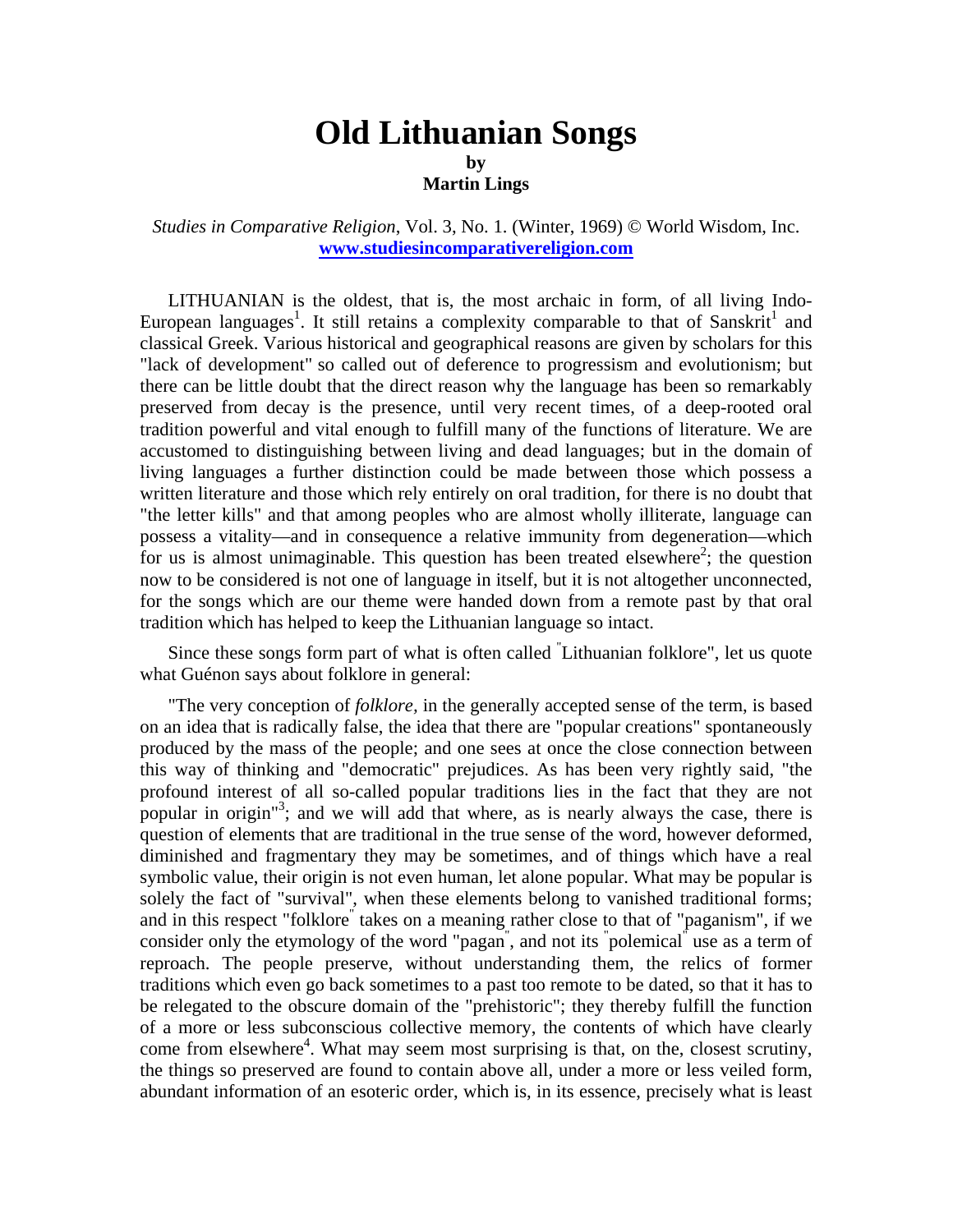# Old Lithuanian Songs

**by**

**Martin Lings**

*Studies in Comparative Religion*, Vol. 3, No. 1. (Winter, 1969) © World Wisdom, Inc.
**www.studiesincomparativereligion.com**

LITHUANIAN is the oldest, that is, the most archaic in form, of all living Indo-European languages[1]. It still retains a complexity comparable to that of Sanskrit[1] and classical Greek. Various historical and geographical reasons are given by scholars for this "lack of development" so called out of deference to progressism and evolutionism; but there can be little doubt that the direct reason why the language has been so remarkably preserved from decay is the presence, until very recent times, of a deep-rooted oral tradition powerful and vital enough to fulfill many of the functions of literature. We are accustomed to distinguishing between living and dead languages; but in the domain of living languages a further distinction could be made between those which possess a written literature and those which rely entirely on oral tradition, for there is no doubt that "the letter kills" and that among peoples who are almost wholly illiterate, language can possess a vitality—and in consequence a relative immunity from degeneration—which for us is almost unimaginable. This question has been treated elsewhere[2]; the question now to be considered is not one of language in itself, but it is not altogether unconnected, for the songs which are our theme were handed down from a remote past by that oral tradition which has helped to keep the Lithuanian language so intact.

Since these songs form part of what is often called "Lithuanian folklore", let us quote what Guénon says about folklore in general:

"The very conception of *folklore*, in the generally accepted sense of the term, is based on an idea that is radically false, the idea that there are "popular creations" spontaneously produced by the mass of the people; and one sees at once the close connection between this way of thinking and "democratic" prejudices. As has been very rightly said, "the profound interest of all so-called popular traditions lies in the fact that they are not popular in origin"[3]; and we will add that where, as is nearly always the case, there is question of elements that are traditional in the true sense of the word, however deformed, diminished and fragmentary they may be sometimes, and of things which have a real symbolic value, their origin is not even human, let alone popular. What may be popular is solely the fact of "survival", when these elements belong to vanished traditional forms; and in this respect "folklore" takes on a meaning rather close to that of "paganism", if we consider only the etymology of the word "pagan", and not its "polemical" use as a term of reproach. The people preserve, without understanding them, the relics of former traditions which even go back sometimes to a past too remote to be dated, so that it has to be relegated to the obscure domain of the "prehistoric"; they thereby fulfill the function of a more or less subconscious collective memory, the contents of which have clearly come from elsewhere[4]. What may seem most surprising is that, on the, closest scrutiny, the things so preserved are found to contain above all, under a more or less veiled form, abundant information of an esoteric order, which is, in its essence, precisely what is least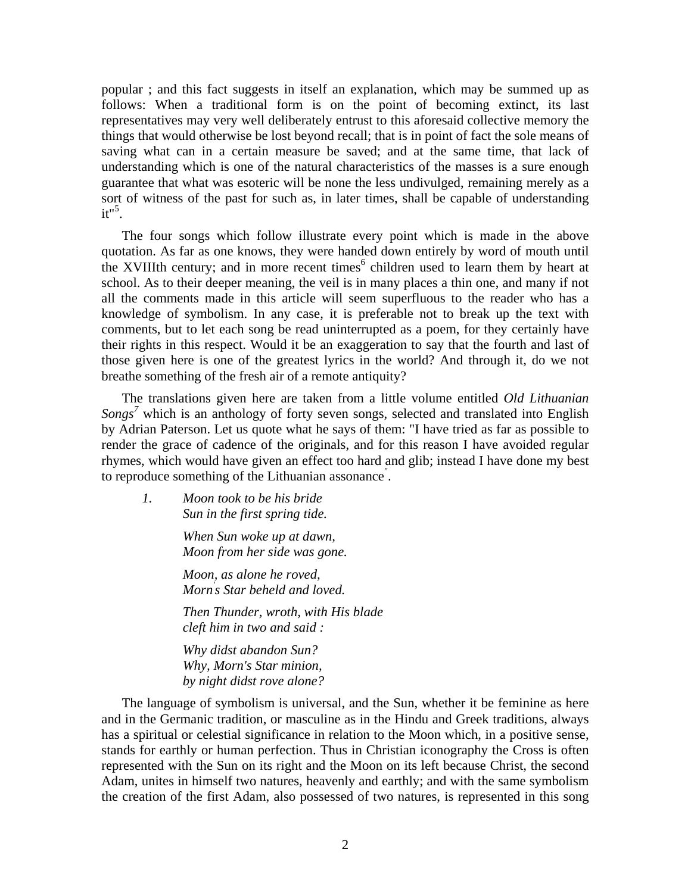popular ; and this fact suggests in itself an explanation, which may be summed up as follows: When a traditional form is on the point of becoming extinct, its last representatives may very well deliberately entrust to this aforesaid collective memory the things that would otherwise be lost beyond recall; that is in point of fact the sole means of saving what can in a certain measure be saved; and at the same time, that lack of understanding which is one of the natural characteristics of the masses is a sure enough guarantee that what was esoteric will be none the less undivulged, remaining merely as a sort of witness of the past for such as, in later times, shall be capable of understanding it"[5].

The four songs which follow illustrate every point which is made in the above quotation. As far as one knows, they were handed down entirely by word of mouth until the XVIIIth century; and in more recent times[6] children used to learn them by heart at school. As to their deeper meaning, the veil is in many places a thin one, and many if not all the comments made in this article will seem superfluous to the reader who has a knowledge of symbolism. In any case, it is preferable not to break up the text with comments, but to let each song be read uninterrupted as a poem, for they certainly have their rights in this respect. Would it be an exaggeration to say that the fourth and last of those given here is one of the greatest lyrics in the world? And through it, do we not breathe something of the fresh air of a remote antiquity?

The translations given here are taken from a little volume entitled *Old Lithuanian Songs*[7] which is an anthology of forty seven songs, selected and translated into English by Adrian Paterson. Let us quote what he says of them: "I have tried as far as possible to render the grace of cadence of the originals, and for this reason I have avoided regular rhymes, which would have given an effect too hard and glib; instead I have done my best to reproduce something of the Lithuanian assonance".

1. *Moon took to be his bride*
   *Sun in the first spring tide.*

   *When Sun woke up at dawn,*
   *Moon from her side was gone.*

   *Moon, as alone he roved,*
   *Morn's Star beheld and loved.*

   *Then Thunder, wroth, with His blade*
   *cleft him in two and said :*

   *Why didst abandon Sun?*
   *Why, Morn's Star minion,*
   *by night didst rove alone?*

The language of symbolism is universal, and the Sun, whether it be feminine as here and in the Germanic tradition, or masculine as in the Hindu and Greek traditions, always has a spiritual or celestial significance in relation to the Moon which, in a positive sense, stands for earthly or human perfection. Thus in Christian iconography the Cross is often represented with the Sun on its right and the Moon on its left because Christ, the second Adam, unites in himself two natures, heavenly and earthly; and with the same symbolism the creation of the first Adam, also possessed of two natures, is represented in this song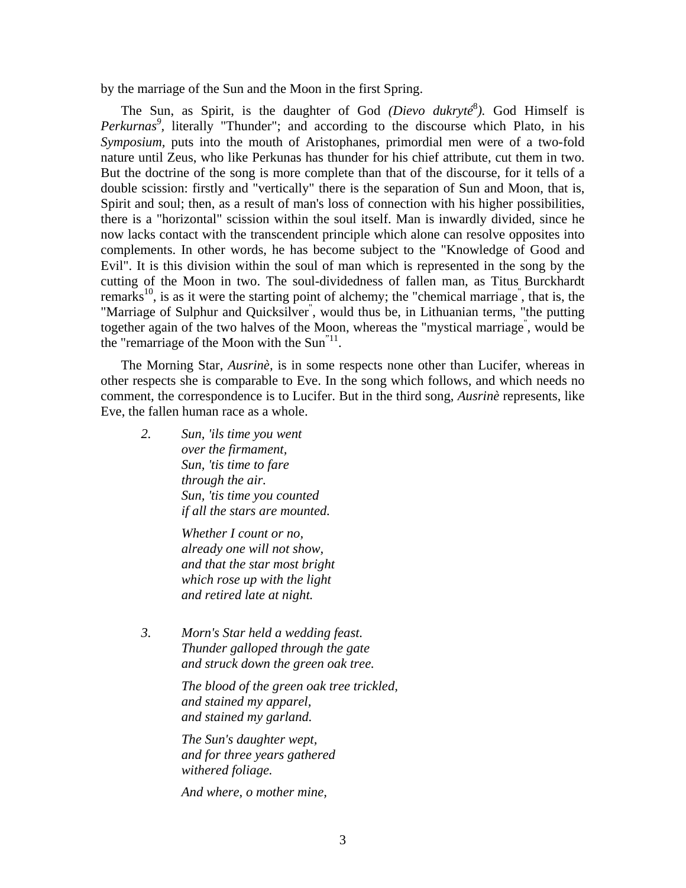by the marriage of the Sun and the Moon in the first Spring.

The Sun, as Spirit, is the daughter of God *(Dievo dukrytė*[8]*).* God Himself is *Perkurnas*[9], literally "Thunder"; and according to the discourse which Plato, in his *Symposium,* puts into the mouth of Aristophanes, primordial men were of a two-fold nature until Zeus, who like Perkunas has thunder for his chief attribute, cut them in two. But the doctrine of the song is more complete than that of the discourse, for it tells of a double scission: firstly and "vertically" there is the separation of Sun and Moon, that is, Spirit and soul; then, as a result of man's loss of connection with his higher possibilities, there is a "horizontal" scission within the soul itself. Man is inwardly divided, since he now lacks contact with the transcendent principle which alone can resolve opposites into complements. In other words, he has become subject to the "Knowledge of Good and Evil". It is this division within the soul of man which is represented in the song by the cutting of the Moon in two. The soul-dividedness of fallen man, as Titus Burckhardt remarks[10], is as it were the starting point of alchemy; the "chemical marriage", that is, the "Marriage of Sulphur and Quicksilver", would thus be, in Lithuanian terms, "the putting together again of the two halves of the Moon, whereas the "mystical marriage", would be the "remarriage of the Moon with the Sun"[11].

The Morning Star, *Ausrinè,* is in some respects none other than Lucifer, whereas in other respects she is comparable to Eve. In the song which follows, and which needs no comment, the correspondence is to Lucifer. But in the third song, *Ausrinè* represents, like Eve, the fallen human race as a whole.

2. *Sun, 'ils time you went*
   *over the firmament,*
   *Sun, 'tis time to fare*
   *through the air.*
   *Sun, 'tis time you counted*
   *if all the stars are mounted.*

   *Whether I count or no,*
   *already one will not show,*
   *and that the star most bright*
   *which rose up with the light*
   *and retired late at night.*

3. *Morn's Star held a wedding feast.*
   *Thunder galloped through the gate*
   *and struck down the green oak tree.*

   *The blood of the green oak tree trickled,*
   *and stained my apparel,*
   *and stained my garland.*

   *The Sun's daughter wept,*
   *and for three years gathered*
   *withered foliage.*

   *And where, o mother mine,*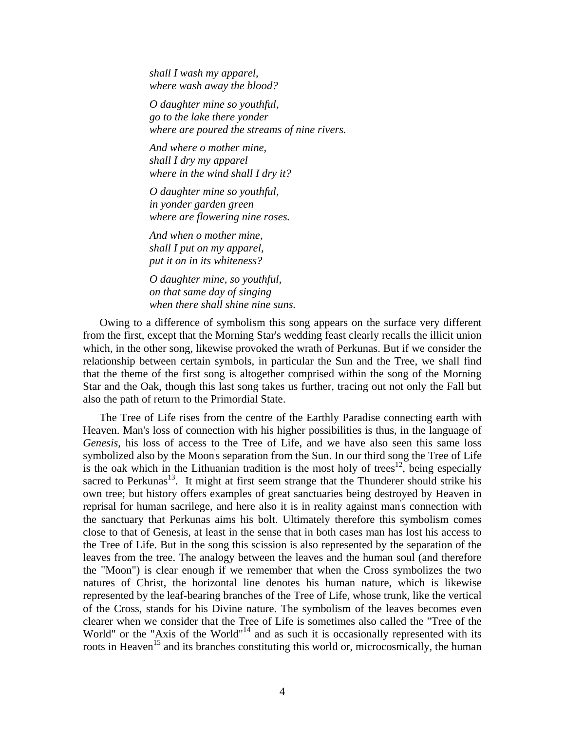*shall I wash my apparel,*
*where wash away the blood?*

*O daughter mine so youthful,*
*go to the lake there yonder*
*where are poured the streams of nine rivers.*

*And where o mother mine,*
*shall I dry my apparel*
*where in the wind shall I dry it?*

*O daughter mine so youthful,*
*in yonder garden green*
*where are flowering nine roses.*

*And when o mother mine,*
*shall I put on my apparel,*
*put it on in its whiteness?*

*O daughter mine, so youthful,*
*on that same day of singing*
*when there shall shine nine suns.*

Owing to a difference of symbolism this song appears on the surface very different from the first, except that the Morning Star's wedding feast clearly recalls the illicit union which, in the other song, likewise provoked the wrath of Perkunas. But if we consider the relationship between certain symbols, in particular the Sun and the Tree, we shall find that the theme of the first song is altogether comprised within the song of the Morning Star and the Oak, though this last song takes us further, tracing out not only the Fall but also the path of return to the Primordial State.

The Tree of Life rises from the centre of the Earthly Paradise connecting earth with Heaven. Man's loss of connection with his higher possibilities is thus, in the language of *Genesis,* his loss of access to the Tree of Life, and we have also seen this same loss symbolized also by the Moon's separation from the Sun. In our third song the Tree of Life is the oak which in the Lithuanian tradition is the most holy of trees[12], being especially sacred to Perkunas[13]. It might at first seem strange that the Thunderer should strike his own tree; but history offers examples of great sanctuaries being destroyed by Heaven in reprisal for human sacrilege, and here also it is in reality against man's connection with the sanctuary that Perkunas aims his bolt. Ultimately therefore this symbolism comes close to that of Genesis, at least in the sense that in both cases man has lost his access to the Tree of Life. But in the song this scission is also represented by the separation of the leaves from the tree. The analogy between the leaves and the human soul (and therefore the "Moon") is clear enough if we remember that when the Cross symbolizes the two natures of Christ, the horizontal line denotes his human nature, which is likewise represented by the leaf-bearing branches of the Tree of Life, whose trunk, like the vertical of the Cross, stands for his Divine nature. The symbolism of the leaves becomes even clearer when we consider that the Tree of Life is sometimes also called the "Tree of the World" or the "Axis of the World"[14] and as such it is occasionally represented with its roots in Heaven[15] and its branches constituting this world or, microcosmically, the human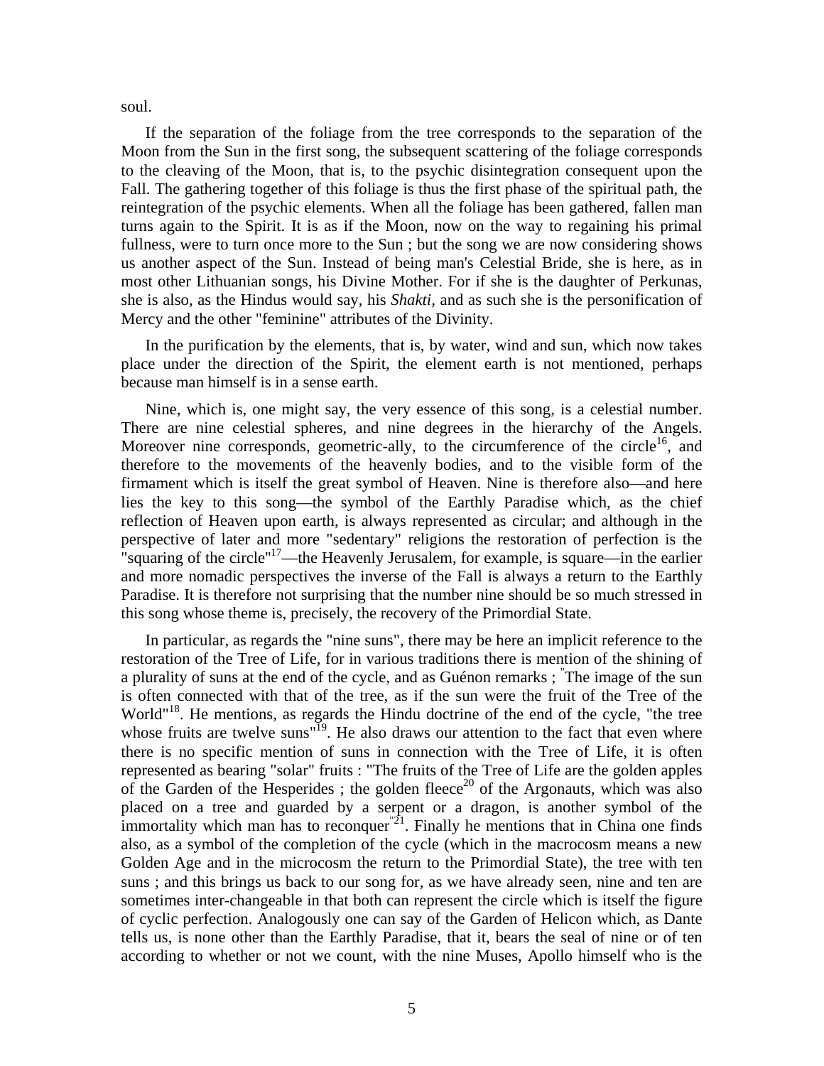soul.

If the separation of the foliage from the tree corresponds to the separation of the Moon from the Sun in the first song, the subsequent scattering of the foliage corresponds to the cleaving of the Moon, that is, to the psychic disintegration consequent upon the Fall. The gathering together of this foliage is thus the first phase of the spiritual path, the reintegration of the psychic elements. When all the foliage has been gathered, fallen man turns again to the Spirit. It is as if the Moon, now on the way to regaining his primal fullness, were to turn once more to the Sun ; but the song we are now considering shows us another aspect of the Sun. Instead of being man's Celestial Bride, she is here, as in most other Lithuanian songs, his Divine Mother. For if she is the daughter of Perkunas, she is also, as the Hindus would say, his *Shakti*, and as such she is the personification of Mercy and the other "feminine" attributes of the Divinity.

In the purification by the elements, that is, by water, wind and sun, which now takes place under the direction of the Spirit, the element earth is not mentioned, perhaps because man himself is in a sense earth.

Nine, which is, one might say, the very essence of this song, is a celestial number. There are nine celestial spheres, and nine degrees in the hierarchy of the Angels. Moreover nine corresponds, geometric-ally, to the circumference of the circle[16], and therefore to the movements of the heavenly bodies, and to the visible form of the firmament which is itself the great symbol of Heaven. Nine is therefore also—and here lies the key to this song—the symbol of the Earthly Paradise which, as the chief reflection of Heaven upon earth, is always represented as circular; and although in the perspective of later and more "sedentary" religions the restoration of perfection is the "squaring of the circle"[17]—the Heavenly Jerusalem, for example, is square—in the earlier and more nomadic perspectives the inverse of the Fall is always a return to the Earthly Paradise. It is therefore not surprising that the number nine should be so much stressed in this song whose theme is, precisely, the recovery of the Primordial State.

In particular, as regards the "nine suns", there may be here an implicit reference to the restoration of the Tree of Life, for in various traditions there is mention of the shining of a plurality of suns at the end of the cycle, and as Guénon remarks ; "The image of the sun is often connected with that of the tree, as if the sun were the fruit of the Tree of the World"[18]. He mentions, as regards the Hindu doctrine of the end of the cycle, "the tree whose fruits are twelve suns"[19]. He also draws our attention to the fact that even where there is no specific mention of suns in connection with the Tree of Life, it is often represented as bearing "solar" fruits : "The fruits of the Tree of Life are the golden apples of the Garden of the Hesperides ; the golden fleece[20] of the Argonauts, which was also placed on a tree and guarded by a serpent or a dragon, is another symbol of the immortality which man has to reconquer"[21]. Finally he mentions that in China one finds also, as a symbol of the completion of the cycle (which in the macrocosm means a new Golden Age and in the microcosm the return to the Primordial State), the tree with ten suns ; and this brings us back to our song for, as we have already seen, nine and ten are sometimes inter-changeable in that both can represent the circle which is itself the figure of cyclic perfection. Analogously one can say of the Garden of Helicon which, as Dante tells us, is none other than the Earthly Paradise, that it, bears the seal of nine or of ten according to whether or not we count, with the nine Muses, Apollo himself who is the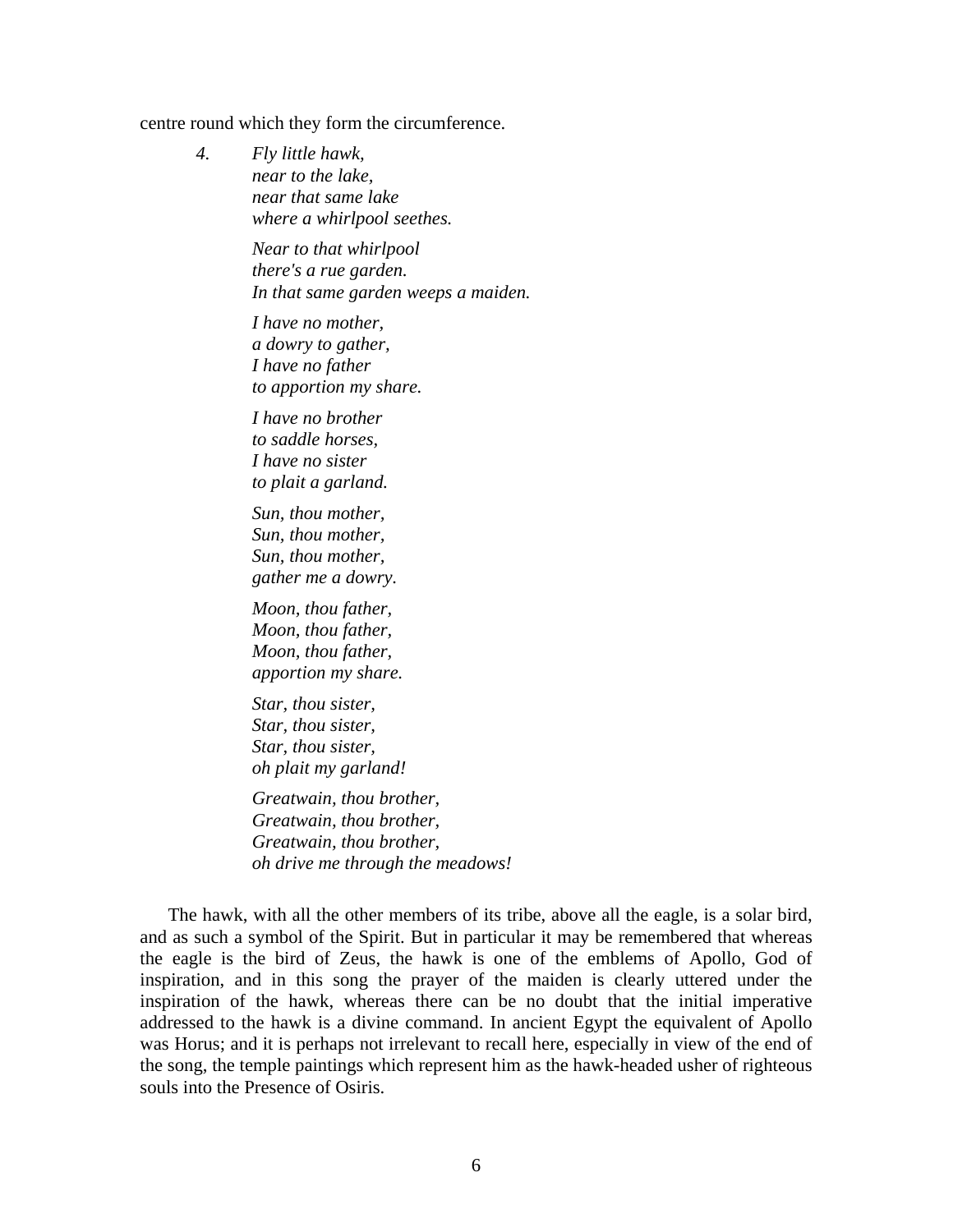centre round which they form the circumference.

4. *Fly little hawk,*
*near to the lake,*
*near that same lake*
*where a whirlpool seethes.*

*Near to that whirlpool*
*there's a rue garden.*
*In that same garden weeps a maiden.*

*I have no mother,*
*a dowry to gather,*
*I have no father*
*to apportion my share.*

*I have no brother*
*to saddle horses,*
*I have no sister*
*to plait a garland.*

*Sun, thou mother,*
*Sun, thou mother,*
*Sun, thou mother,*
*gather me a dowry.*

*Moon, thou father,*
*Moon, thou father,*
*Moon, thou father,*
*apportion my share.*

*Star, thou sister,*
*Star, thou sister,*
*Star, thou sister,*
*oh plait my garland!*

*Greatwain, thou brother,*
*Greatwain, thou brother,*
*Greatwain, thou brother,*
*oh drive me through the meadows!*

The hawk, with all the other members of its tribe, above all the eagle, is a solar bird, and as such a symbol of the Spirit. But in particular it may be remembered that whereas the eagle is the bird of Zeus, the hawk is one of the emblems of Apollo, God of inspiration, and in this song the prayer of the maiden is clearly uttered under the inspiration of the hawk, whereas there can be no doubt that the initial imperative addressed to the hawk is a divine command. In ancient Egypt the equivalent of Apollo was Horus; and it is perhaps not irrelevant to recall here, especially in view of the end of the song, the temple paintings which represent him as the hawk-headed usher of righteous souls into the Presence of Osiris.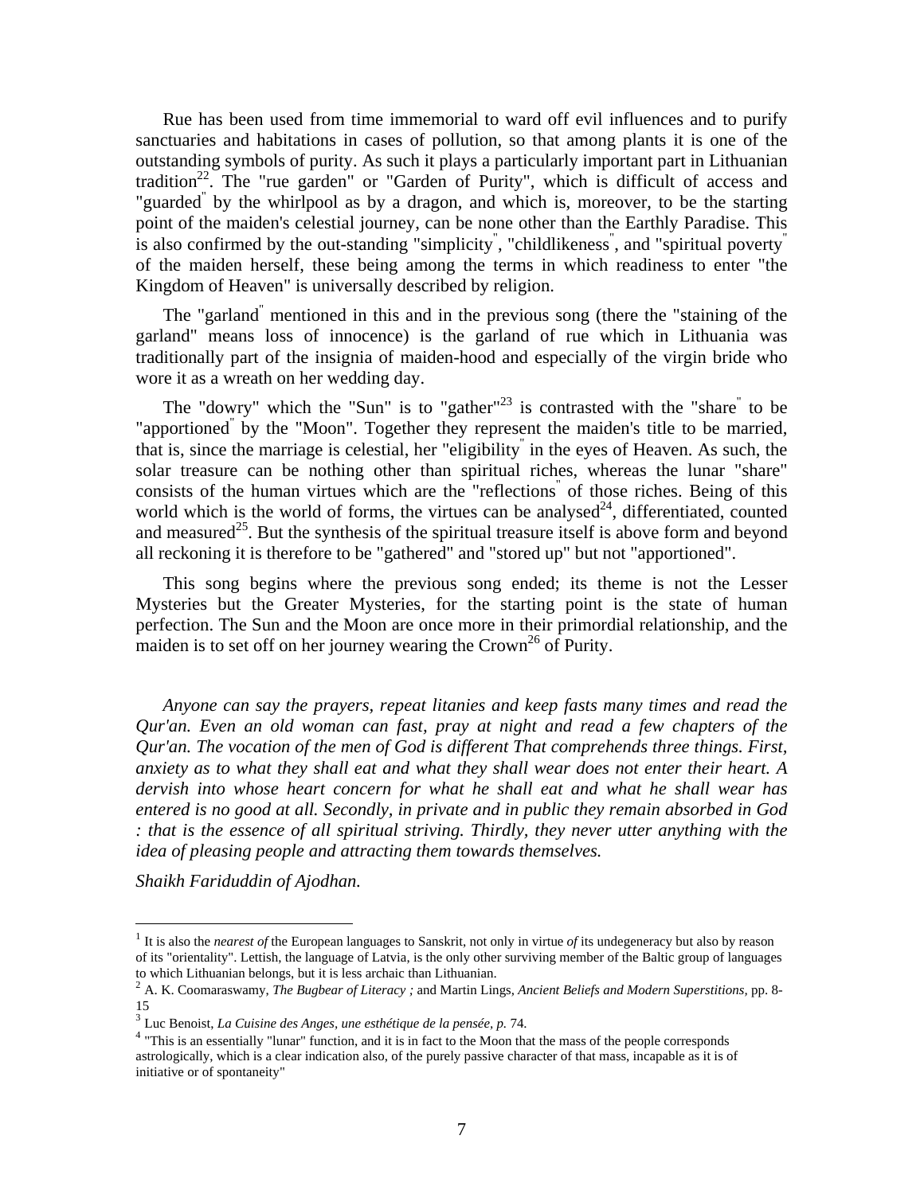Rue has been used from time immemorial to ward off evil influences and to purify sanctuaries and habitations in cases of pollution, so that among plants it is one of the outstanding symbols of purity. As such it plays a particularly important part in Lithuanian tradition[22]. The "rue garden" or "Garden of Purity", which is difficult of access and "guarded" by the whirlpool as by a dragon, and which is, moreover, to be the starting point of the maiden's celestial journey, can be none other than the Earthly Paradise. This is also confirmed by the out-standing "simplicity", "childlikeness", and "spiritual poverty" of the maiden herself, these being among the terms in which readiness to enter "the Kingdom of Heaven" is universally described by religion.

The "garland" mentioned in this and in the previous song (there the "staining of the garland" means loss of innocence) is the garland of rue which in Lithuania was traditionally part of the insignia of maiden-hood and especially of the virgin bride who wore it as a wreath on her wedding day.

The "dowry" which the "Sun" is to "gather"[23] is contrasted with the "share" to be "apportioned" by the "Moon". Together they represent the maiden's title to be married, that is, since the marriage is celestial, her "eligibility" in the eyes of Heaven. As such, the solar treasure can be nothing other than spiritual riches, whereas the lunar "share" consists of the human virtues which are the "reflections" of those riches. Being of this world which is the world of forms, the virtues can be analysed[24], differentiated, counted and measured[25]. But the synthesis of the spiritual treasure itself is above form and beyond all reckoning it is therefore to be "gathered" and "stored up" but not "apportioned".

This song begins where the previous song ended; its theme is not the Lesser Mysteries but the Greater Mysteries, for the starting point is the state of human perfection. The Sun and the Moon are once more in their primordial relationship, and the maiden is to set off on her journey wearing the Crown[26] of Purity.

*Anyone can say the prayers, repeat litanies and keep fasts many times and read the Qur'an. Even an old woman can fast, pray at night and read a few chapters of the Qur'an. The vocation of the men of God is different That comprehends three things. First, anxiety as to what they shall eat and what they shall wear does not enter their heart. A dervish into whose heart concern for what he shall eat and what he shall wear has entered is no good at all. Secondly, in private and in public they remain absorbed in God : that is the essence of all spiritual striving. Thirdly, they never utter anything with the idea of pleasing people and attracting them towards themselves.*

*Shaikh Fariduddin of Ajodhan.*

---

[1] It is also the *nearest of* the European languages to Sanskrit, not only in virtue *of* its undegeneracy but also by reason of its "orientality". Lettish, the language of Latvia, is the only other surviving member of the Baltic group of languages to which Lithuanian belongs, but it is less archaic than Lithuanian.

[2] A. K. Coomaraswamy, *The Bugbear of Literacy ;* and Martin Lings, *Ancient Beliefs and Modern Superstitions,* pp. 8-15

[3] Luc Benoist, *La Cuisine des Anges, une esthétique de la pensée, p.* 74.

[4] "This is an essentially "lunar" function, and it is in fact to the Moon that the mass of the people corresponds astrologically, which is a clear indication also, of the purely passive character of that mass, incapable as it is of initiative or of spontaneity"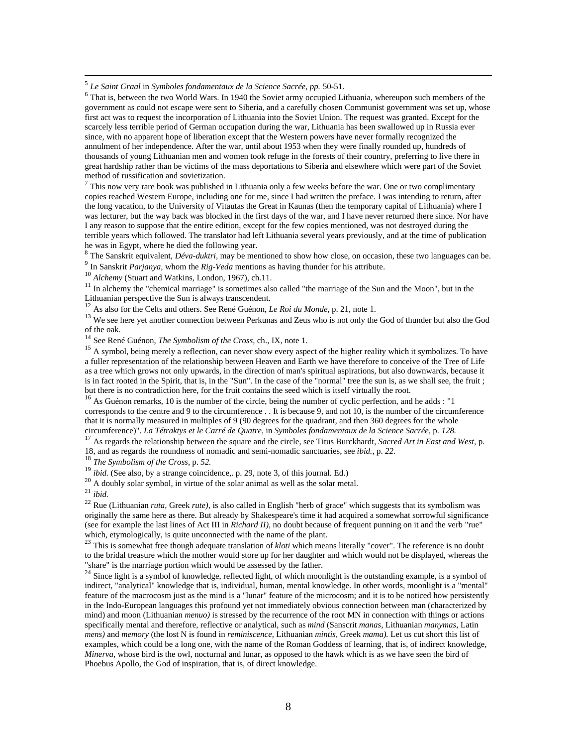[5] *Le Saint Graal* in *Symboles fondamentaux de la Science Sacrée, pp.* 50-51.

[6] That is, between the two World Wars. In 1940 the Soviet army occupied Lithuania, whereupon such members of the government as could not escape were sent to Siberia, and a carefully chosen Communist government was set up, whose first act was to request the incorporation of Lithuania into the Soviet Union. The request was granted. Except for the scarcely less terrible period of German occupation during the war, Lithuania has been swallowed up in Russia ever since, with no apparent hope of liberation except that the Western powers have never formally recognized the annulment of her independence. After the war, until about 1953 when they were finally rounded up, hundreds of thousands of young Lithuanian men and women took refuge in the forests of their country, preferring to live there in great hardship rather than be victims of the mass deportations to Siberia and elsewhere which were part of the Soviet method of russification and sovietization.

[7] This now very rare book was published in Lithuania only a few weeks before the war. One or two complimentary copies reached Western Europe, including one for me, since I had written the preface. I was intending to return, after the long vacation, to the University of Vitautas the Great in Kaunas (then the temporary capital of Lithuania) where I was lecturer, but the way back was blocked in the first days of the war, and I have never returned there since. Nor have I any reason to suppose that the entire edition, except for the few copies mentioned, was not destroyed during the terrible years which followed. The translator had left Lithuania several years previously, and at the time of publication he was in Egypt, where he died the following year.

[8] The Sanskrit equivalent, *Déva-duktri*, may be mentioned to show how close, on occasion, these two languages can be.

[9] In Sanskrit *Parjanya*, whom the *Rig-Veda* mentions as having thunder for his attribute.

[10] *Alchemy* (Stuart and Watkins, London, 1967), ch.11.

[11] In alchemy the "chemical marriage" is sometimes also called "the marriage of the Sun and the Moon", but in the Lithuanian perspective the Sun is always transcendent.

[12] As also for the Celts and others. See René Guénon, *Le Roi du Monde*, p. 21, note 1.

[13] We see here yet another connection between Perkunas and Zeus who is not only the God of thunder but also the God of the oak.

[14] See René Guénon, *The Symbolism of the Cross*, ch., IX, note 1.

[15] A symbol, being merely a reflection, can never show every aspect of the higher reality which it symbolizes. To have a fuller representation of the relationship between Heaven and Earth we have therefore to conceive of the Tree of Life as a tree which grows not only upwards, in the direction of man's spiritual aspirations, but also downwards, because it is in fact rooted in the Spirit, that is, in the "Sun". In the case of the "normal" tree the sun is, as we shall see, the fruit ; but there is no contradiction here, for the fruit contains the seed which is itself virtually the root.

[16] As Guénon remarks, 10 is the number of the circle, being the number of cyclic perfection, and he adds : "1 corresponds to the centre and 9 to the circumference . . It is because 9, and not 10, is the number of the circumference that it is normally measured in multiples of 9 (90 degrees for the quadrant, and then 360 degrees for the whole circumference)". *La Tétraktys et le Carré de Quatre*, in *Symboles fondamentaux de la Science Sacrée*, p. *128.*

[17] As regards the relationship between the square and the circle, see Titus Burckhardt, *Sacred Art in East and West*, p. 18, and as regards the roundness of nomadic and semi-nomadic sanctuaries, see *ibid.*, p. *22.*

[18] *The Symbolism of the Cross*, p. *52.*

[19] *ibid.* (See also, by a strange coincidence,. p. 29, note 3, of this journal. Ed.)

[20] A doubly solar symbol, in virtue of the solar animal as well as the solar metal.

[21] *ibid.*

[22] Rue (Lithuanian *ruta*, Greek *rute)*, is also called in English "herb of grace" which suggests that its symbolism was originally the same here as there. But already by Shakespeare's time it had acquired a somewhat sorrowful significance (see for example the last lines of Act III in *Richard II)*, no doubt because of frequent punning on it and the verb "rue" which, etymologically, is quite unconnected with the name of the plant.

[23] This is somewhat free though adequate translation of *kloti* which means literally "cover". The reference is no doubt to the bridal treasure which the mother would store up for her daughter and which would not be displayed, whereas the "share" is the marriage portion which would be assessed by the father.

[24] Since light is a symbol of knowledge, reflected light, of which moonlight is the outstanding example, is a symbol of indirect, "analytical" knowledge that is, individual, human, mental knowledge. In other words, moonlight is a "mental" feature of the macrocosm just as the mind is a "lunar" feature of the microcosm; and it is to be noticed how persistently in the Indo-European languages this profound yet not immediately obvious connection between man (characterized by mind) and moon (Lithuanian *menuo)* is stressed by the recurrence of the root MN in connection with things or actions specifically mental and therefore, reflective or analytical, such as *mind* (Sanscrit *manas*, Lithuanian *manymas*, Latin *mens)* and *memory* (the lost N is found in *reminiscence*, Lithuanian *mintis*, Greek *mama).* Let us cut short this list of examples, which could be a long one, with the name of the Roman Goddess of learning, that is, of indirect knowledge, *Minerva*, whose bird is the owl, nocturnal and lunar, as opposed to the hawk which is as we have seen the bird of Phoebus Apollo, the God of inspiration, that is, of direct knowledge.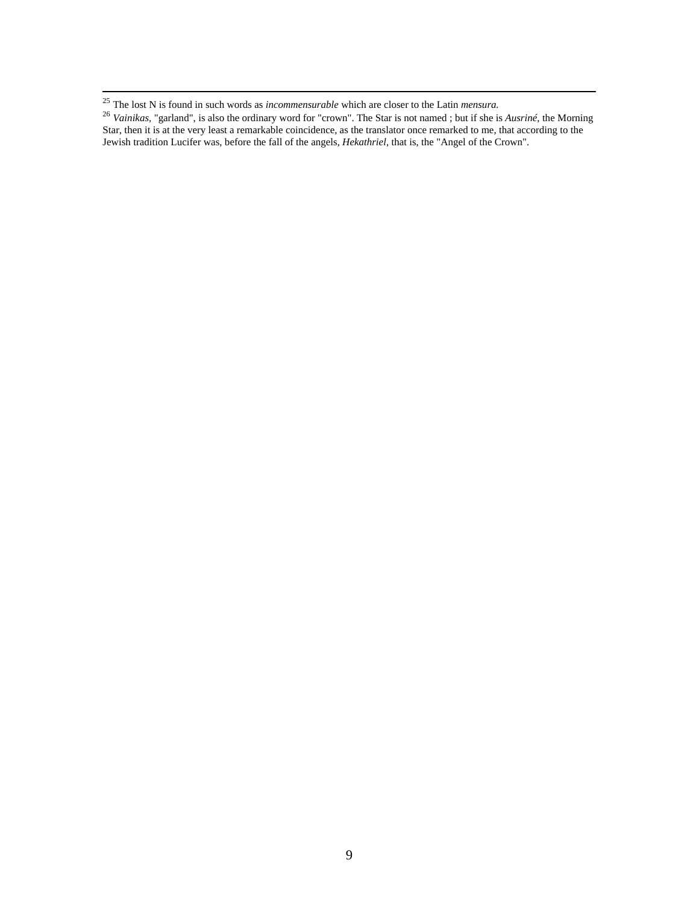[25] The lost N is found in such words as *incommensurable* which are closer to the Latin *mensura.*

[26] *Vainikas*, "garland", is also the ordinary word for "crown". The Star is not named ; but if she is *Ausriné*, the Morning Star, then it is at the very least a remarkable coincidence, as the translator once remarked to me, that according to the Jewish tradition Lucifer was, before the fall of the angels, *Hekathriel*, that is, the "Angel of the Crown".